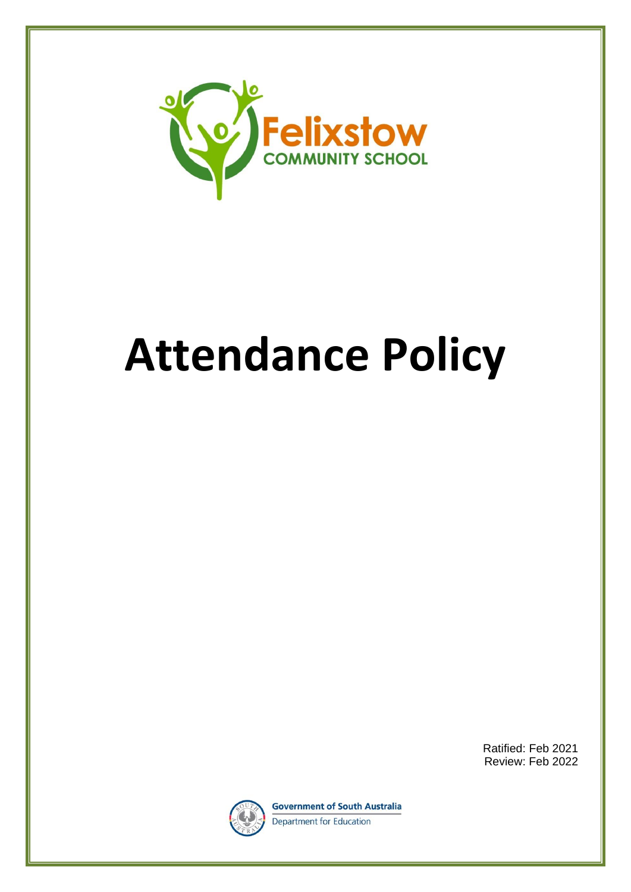Felixstow

COMMUNITY SCHOOL

# Attendance Policy

Ratified: Feb 2021
Review: Feb 2022

Government of South Australia
Department for Education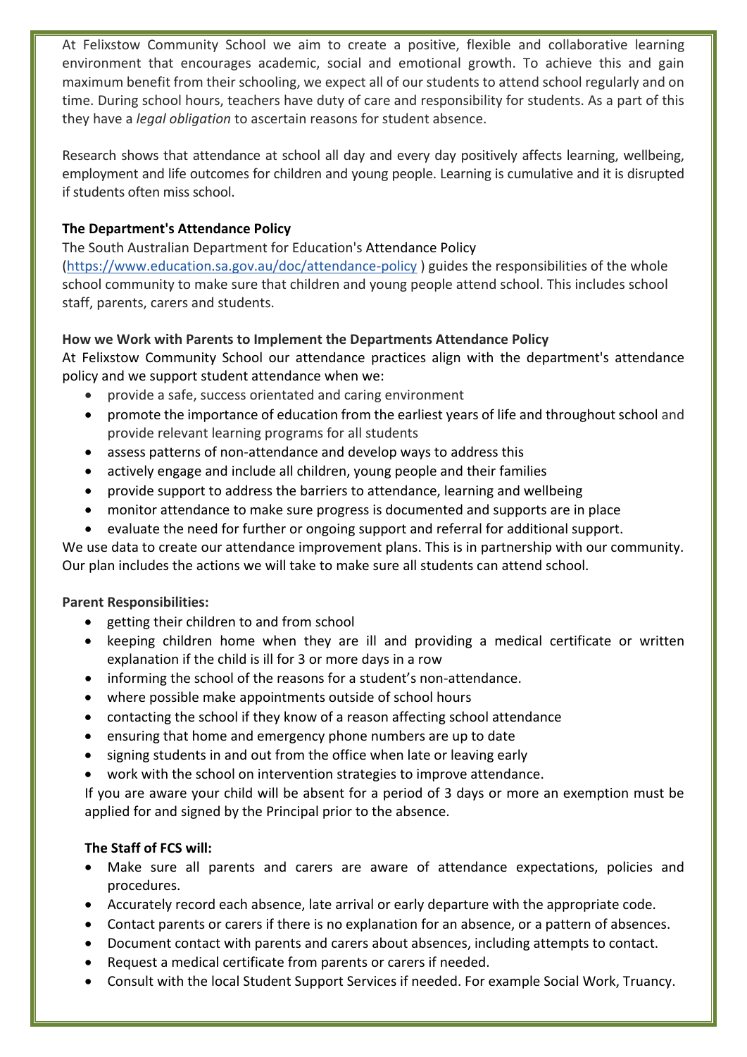At Felixstow Community School we aim to create a positive, flexible and collaborative learning environment that encourages academic, social and emotional growth. To achieve this and gain maximum benefit from their schooling, we expect all of our students to attend school regularly and on time. During school hours, teachers have duty of care and responsibility for students. As a part of this they have a *legal obligation* to ascertain reasons for student absence.

Research shows that attendance at school all day and every day positively affects learning, wellbeing, employment and life outcomes for children and young people. Learning is cumulative and it is disrupted if students often miss school.

**The Department's Attendance Policy**

The South Australian Department for Education's Attendance Policy ([https://www.education.sa.gov.au/doc/attendance-policy](https://www.education.sa.gov.au/doc/attendance-policy) ) guides the responsibilities of the whole school community to make sure that children and young people attend school. This includes school staff, parents, carers and students.

**How we Work with Parents to Implement the Departments Attendance Policy**

At Felixstow Community School our attendance practices align with the department's attendance policy and we support student attendance when we:

- provide a safe, success orientated and caring environment
- promote the importance of education from the earliest years of life and throughout school and provide relevant learning programs for all students
- assess patterns of non-attendance and develop ways to address this
- actively engage and include all children, young people and their families
- provide support to address the barriers to attendance, learning and wellbeing
- monitor attendance to make sure progress is documented and supports are in place
- evaluate the need for further or ongoing support and referral for additional support.

We use data to create our attendance improvement plans. This is in partnership with our community. Our plan includes the actions we will take to make sure all students can attend school.

**Parent Responsibilities:**

- getting their children to and from school
- keeping children home when they are ill and providing a medical certificate or written explanation if the child is ill for 3 or more days in a row
- informing the school of the reasons for a student's non-attendance.
- where possible make appointments outside of school hours
- contacting the school if they know of a reason affecting school attendance
- ensuring that home and emergency phone numbers are up to date
- signing students in and out from the office when late or leaving early
- work with the school on intervention strategies to improve attendance.

If you are aware your child will be absent for a period of 3 days or more an exemption must be applied for and signed by the Principal prior to the absence.

**The Staff of FCS will:**

- Make sure all parents and carers are aware of attendance expectations, policies and procedures.
- Accurately record each absence, late arrival or early departure with the appropriate code.
- Contact parents or carers if there is no explanation for an absence, or a pattern of absences.
- Document contact with parents and carers about absences, including attempts to contact.
- Request a medical certificate from parents or carers if needed.
- Consult with the local Student Support Services if needed. For example Social Work, Truancy.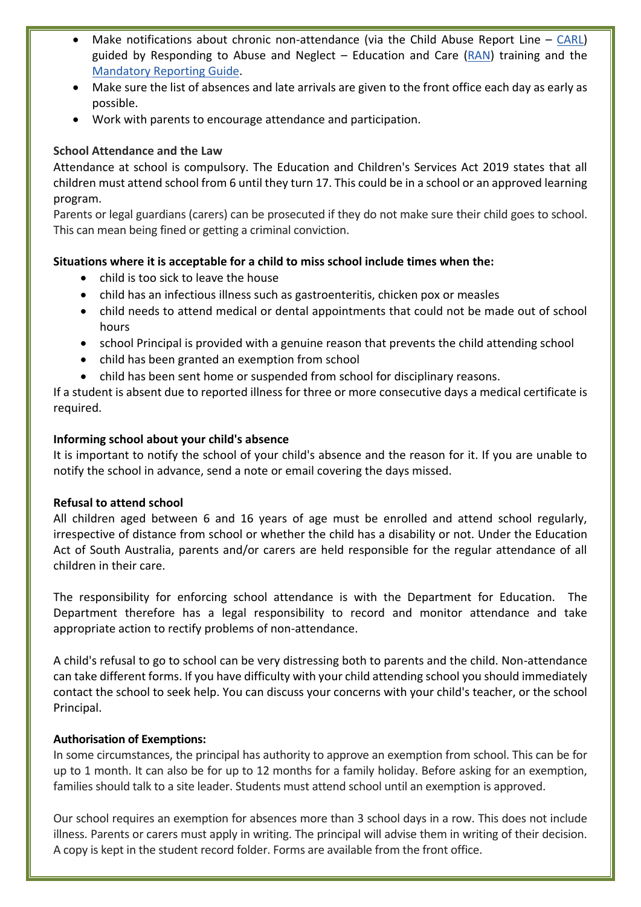- Make notifications about chronic non-attendance (via the Child Abuse Report Line – CARL) guided by Responding to Abuse and Neglect – Education and Care (RAN) training and the Mandatory Reporting Guide.
- Make sure the list of absences and late arrivals are given to the front office each day as early as possible.
- Work with parents to encourage attendance and participation.

**School Attendance and the Law**

Attendance at school is compulsory. The Education and Children's Services Act 2019 states that all children must attend school from 6 until they turn 17. This could be in a school or an approved learning program.

Parents or legal guardians (carers) can be prosecuted if they do not make sure their child goes to school. This can mean being fined or getting a criminal conviction.

**Situations where it is acceptable for a child to miss school include times when the:**

- child is too sick to leave the house
- child has an infectious illness such as gastroenteritis, chicken pox or measles
- child needs to attend medical or dental appointments that could not be made out of school hours
- school Principal is provided with a genuine reason that prevents the child attending school
- child has been granted an exemption from school
- child has been sent home or suspended from school for disciplinary reasons.

If a student is absent due to reported illness for three or more consecutive days a medical certificate is required.

**Informing school about your child's absence**

It is important to notify the school of your child's absence and the reason for it. If you are unable to notify the school in advance, send a note or email covering the days missed.

**Refusal to attend school**

All children aged between 6 and 16 years of age must be enrolled and attend school regularly, irrespective of distance from school or whether the child has a disability or not. Under the Education Act of South Australia, parents and/or carers are held responsible for the regular attendance of all children in their care.

The responsibility for enforcing school attendance is with the Department for Education. The Department therefore has a legal responsibility to record and monitor attendance and take appropriate action to rectify problems of non-attendance.

A child's refusal to go to school can be very distressing both to parents and the child. Non-attendance can take different forms. If you have difficulty with your child attending school you should immediately contact the school to seek help. You can discuss your concerns with your child's teacher, or the school Principal.

**Authorisation of Exemptions:**

In some circumstances, the principal has authority to approve an exemption from school. This can be for up to 1 month. It can also be for up to 12 months for a family holiday. Before asking for an exemption, families should talk to a site leader. Students must attend school until an exemption is approved.

Our school requires an exemption for absences more than 3 school days in a row. This does not include illness. Parents or carers must apply in writing. The principal will advise them in writing of their decision. A copy is kept in the student record folder. Forms are available from the front office.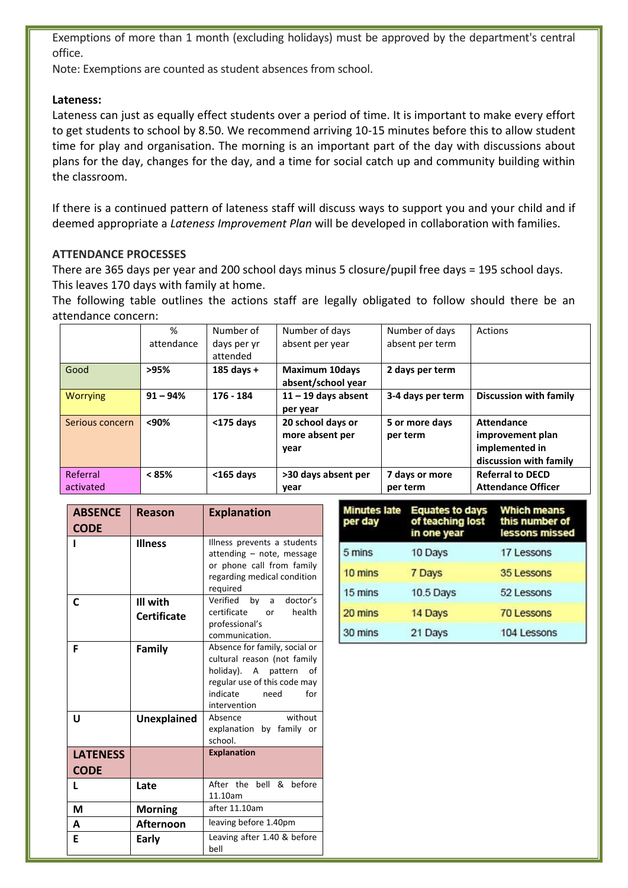Exemptions of more than 1 month (excluding holidays) must be approved by the department's central office.

Note: Exemptions are counted as student absences from school.

**Lateness:**

Lateness can just as equally effect students over a period of time. It is important to make every effort to get students to school by 8.50. We recommend arriving 10-15 minutes before this to allow student time for play and organisation. The morning is an important part of the day with discussions about plans for the day, changes for the day, and a time for social catch up and community building within the classroom.

If there is a continued pattern of lateness staff will discuss ways to support you and your child and if deemed appropriate a *Lateness Improvement Plan* will be developed in collaboration with families.

**ATTENDANCE PROCESSES**

There are 365 days per year and 200 school days minus 5 closure/pupil free days = 195 school days. This leaves 170 days with family at home.

The following table outlines the actions staff are legally obligated to follow should there be an attendance concern:

| | % attendance | Number of days per yr attended | Number of days absent per year | Number of days absent per term | Actions |
|---|---|---|---|---|---|
| Good | **>95%** | **185 days +** | **Maximum 10days absent/school year** | **2 days per term** | |
| Worrying | **91 – 94%** | **176 - 184** | **11 – 19 days absent per year** | **3-4 days per term** | **Discussion with family** |
| Serious concern | **<90%** | **<175 days** | **20 school days or more absent per year** | **5 or more days per term** | **Attendance improvement plan implemented in discussion with family** |
| Referral activated | **< 85%** | **<165 days** | **>30 days absent per year** | **7 days or more per term** | **Referral to DECD Attendance Officer** |

| ABSENCE CODE | Reason | Explanation |
|---|---|---|
| **I** | **Illness** | Illness prevents a students attending – note, message or phone call from family regarding medical condition required |
| **C** | **Ill with Certificate** | Verified by a doctor's certificate or health professional's communication. |
| **F** | **Family** | Absence for family, social or cultural reason (not family holiday). A pattern of regular use of this code may indicate need for intervention |
| **U** | **Unexplained** | Absence without explanation by family or school. |
| **LATENESS CODE** | | **Explanation** |
| **L** | **Late** | After the bell & before 11.10am |
| **M** | **Morning** | after 11.10am |
| **A** | **Afternoon** | leaving before 1.40pm |
| **E** | **Early** | Leaving after 1.40 & before bell |

| Minutes late per day | Equates to days of teaching lost in one year | Which means this number of lessons missed |
|---|---|---|
| 5 mins | 10 Days | 17 Lessons |
| 10 mins | 7 Days | 35 Lessons |
| 15 mins | 10.5 Days | 52 Lessons |
| 20 mins | 14 Days | 70 Lessons |
| 30 mins | 21 Days | 104 Lessons |